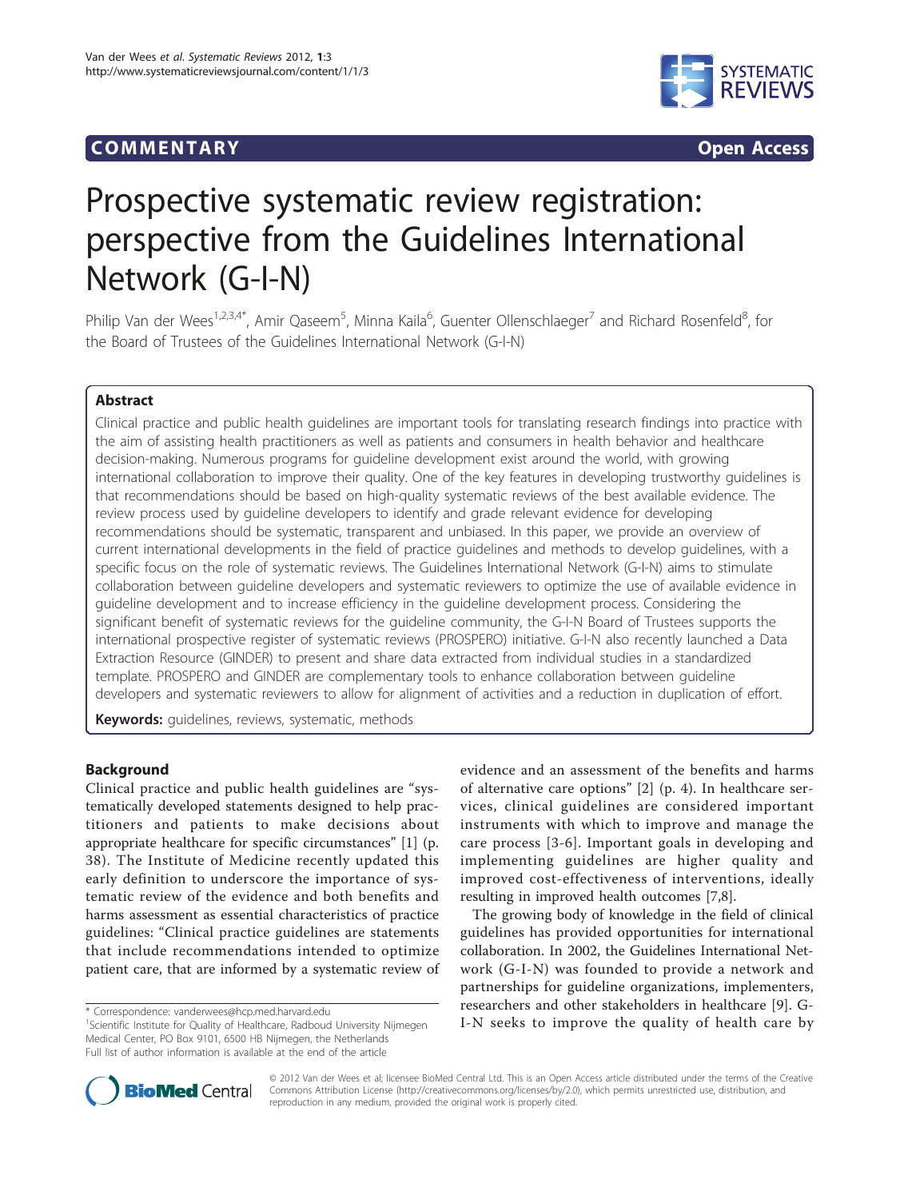COMMENTARY **Open Access**

# Prospective systematic review registration: perspective from the Guidelines International Network (G-I-N)

Philip Van der Wees[1,2,3,4*], Amir Qaseem[5], Minna Kaila[6], Guenter Ollenschlaeger[7] and Richard Rosenfeld[8], for the Board of Trustees of the Guidelines International Network (G-I-N)

## Abstract

Clinical practice and public health guidelines are important tools for translating research findings into practice with the aim of assisting health practitioners as well as patients and consumers in health behavior and healthcare decision-making. Numerous programs for guideline development exist around the world, with growing international collaboration to improve their quality. One of the key features in developing trustworthy guidelines is that recommendations should be based on high-quality systematic reviews of the best available evidence. The review process used by guideline developers to identify and grade relevant evidence for developing recommendations should be systematic, transparent and unbiased. In this paper, we provide an overview of current international developments in the field of practice guidelines and methods to develop guidelines, with a specific focus on the role of systematic reviews. The Guidelines International Network (G-I-N) aims to stimulate collaboration between guideline developers and systematic reviewers to optimize the use of available evidence in guideline development and to increase efficiency in the guideline development process. Considering the significant benefit of systematic reviews for the guideline community, the G-I-N Board of Trustees supports the international prospective register of systematic reviews (PROSPERO) initiative. G-I-N also recently launched a Data Extraction Resource (GINDER) to present and share data extracted from individual studies in a standardized template. PROSPERO and GINDER are complementary tools to enhance collaboration between guideline developers and systematic reviewers to allow for alignment of activities and a reduction in duplication of effort.

**Keywords:** guidelines, reviews, systematic, methods

## Background

Clinical practice and public health guidelines are "systematically developed statements designed to help practitioners and patients to make decisions about appropriate healthcare for specific circumstances" [1] (p. 38). The Institute of Medicine recently updated this early definition to underscore the importance of systematic review of the evidence and both benefits and harms assessment as essential characteristics of practice guidelines: "Clinical practice guidelines are statements that include recommendations intended to optimize patient care, that are informed by a systematic review of evidence and an assessment of the benefits and harms of alternative care options" [2] (p. 4). In healthcare services, clinical guidelines are considered important instruments with which to improve and manage the care process [3-6]. Important goals in developing and implementing guidelines are higher quality and improved cost-effectiveness of interventions, ideally resulting in improved health outcomes [7,8].

The growing body of knowledge in the field of clinical guidelines has provided opportunities for international collaboration. In 2002, the Guidelines International Network (G-I-N) was founded to provide a network and partnerships for guideline organizations, implementers, researchers and other stakeholders in healthcare [9]. G-I-N seeks to improve the quality of health care by

\* Correspondence: vanderwees@hcp.med.harvard.edu

[1]Scientific Institute for Quality of Healthcare, Radboud University Nijmegen Medical Center, PO Box 9101, 6500 HB Nijmegen, the Netherlands

Full list of author information is available at the end of the article

© 2012 Van der Wees et al; licensee BioMed Central Ltd. This is an Open Access article distributed under the terms of the Creative Commons Attribution License (http://creativecommons.org/licenses/by/2.0), which permits unrestricted use, distribution, and reproduction in any medium, provided the original work is properly cited.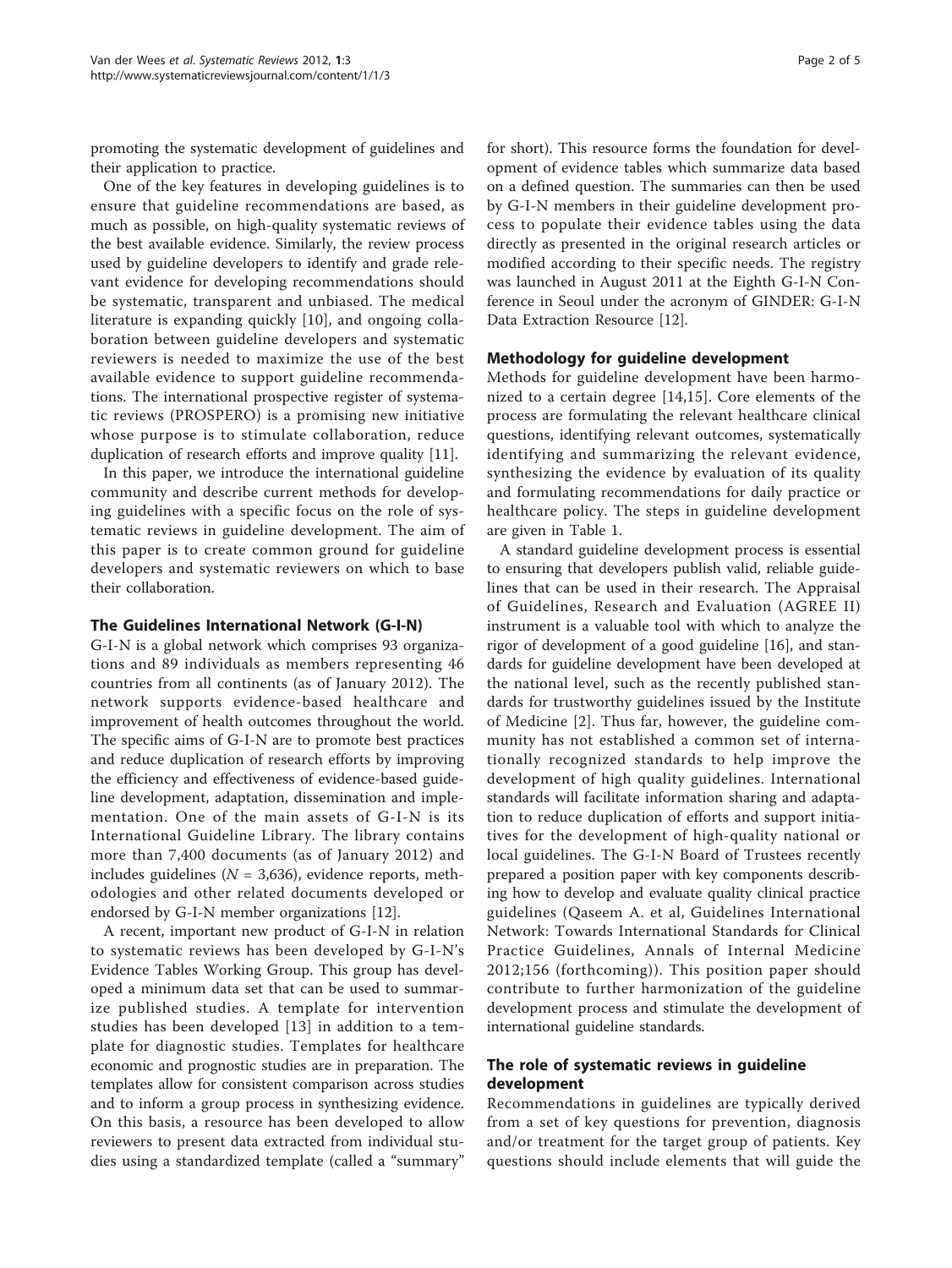promoting the systematic development of guidelines and their application to practice.

One of the key features in developing guidelines is to ensure that guideline recommendations are based, as much as possible, on high-quality systematic reviews of the best available evidence. Similarly, the review process used by guideline developers to identify and grade relevant evidence for developing recommendations should be systematic, transparent and unbiased. The medical literature is expanding quickly [10], and ongoing collaboration between guideline developers and systematic reviewers is needed to maximize the use of the best available evidence to support guideline recommendations. The international prospective register of systematic reviews (PROSPERO) is a promising new initiative whose purpose is to stimulate collaboration, reduce duplication of research efforts and improve quality [11].

In this paper, we introduce the international guideline community and describe current methods for developing guidelines with a specific focus on the role of systematic reviews in guideline development. The aim of this paper is to create common ground for guideline developers and systematic reviewers on which to base their collaboration.

## The Guidelines International Network (G-I-N)

G-I-N is a global network which comprises 93 organizations and 89 individuals as members representing 46 countries from all continents (as of January 2012). The network supports evidence-based healthcare and improvement of health outcomes throughout the world. The specific aims of G-I-N are to promote best practices and reduce duplication of research efforts by improving the efficiency and effectiveness of evidence-based guideline development, adaptation, dissemination and implementation. One of the main assets of G-I-N is its International Guideline Library. The library contains more than 7,400 documents (as of January 2012) and includes guidelines ($N$ = 3,636), evidence reports, methodologies and other related documents developed or endorsed by G-I-N member organizations [12].

A recent, important new product of G-I-N in relation to systematic reviews has been developed by G-I-N's Evidence Tables Working Group. This group has developed a minimum data set that can be used to summarize published studies. A template for intervention studies has been developed [13] in addition to a template for diagnostic studies. Templates for healthcare economic and prognostic studies are in preparation. The templates allow for consistent comparison across studies and to inform a group process in synthesizing evidence. On this basis, a resource has been developed to allow reviewers to present data extracted from individual studies using a standardized template (called a "summary" for short). This resource forms the foundation for development of evidence tables which summarize data based on a defined question. The summaries can then be used by G-I-N members in their guideline development process to populate their evidence tables using the data directly as presented in the original research articles or modified according to their specific needs. The registry was launched in August 2011 at the Eighth G-I-N Conference in Seoul under the acronym of GINDER: G-I-N Data Extraction Resource [12].

## Methodology for guideline development

Methods for guideline development have been harmonized to a certain degree [14,15]. Core elements of the process are formulating the relevant healthcare clinical questions, identifying relevant outcomes, systematically identifying and summarizing the relevant evidence, synthesizing the evidence by evaluation of its quality and formulating recommendations for daily practice or healthcare policy. The steps in guideline development are given in Table 1.

A standard guideline development process is essential to ensuring that developers publish valid, reliable guidelines that can be used in their research. The Appraisal of Guidelines, Research and Evaluation (AGREE II) instrument is a valuable tool with which to analyze the rigor of development of a good guideline [16], and standards for guideline development have been developed at the national level, such as the recently published standards for trustworthy guidelines issued by the Institute of Medicine [2]. Thus far, however, the guideline community has not established a common set of internationally recognized standards to help improve the development of high quality guidelines. International standards will facilitate information sharing and adaptation to reduce duplication of efforts and support initiatives for the development of high-quality national or local guidelines. The G-I-N Board of Trustees recently prepared a position paper with key components describing how to develop and evaluate quality clinical practice guidelines (Qaseem A. et al, Guidelines International Network: Towards International Standards for Clinical Practice Guidelines, Annals of Internal Medicine 2012;156 (forthcoming)). This position paper should contribute to further harmonization of the guideline development process and stimulate the development of international guideline standards.

## The role of systematic reviews in guideline development

Recommendations in guidelines are typically derived from a set of key questions for prevention, diagnosis and/or treatment for the target group of patients. Key questions should include elements that will guide the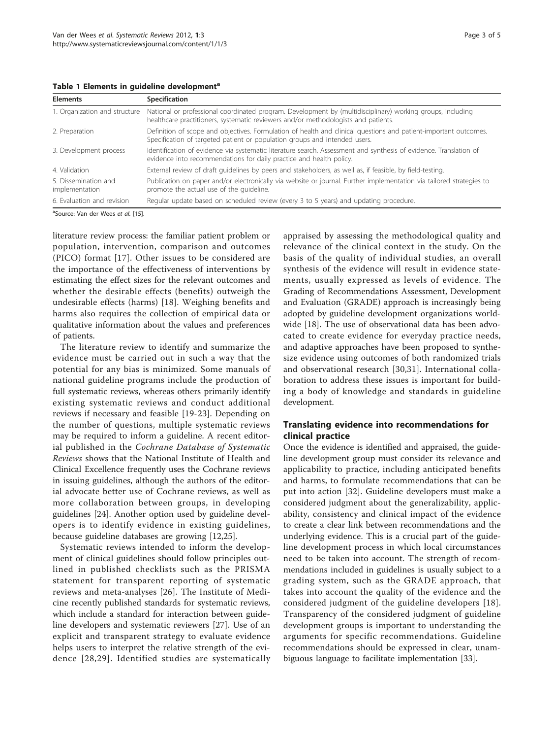**Table 1 Elements in guideline development[a]**

| Elements | Specification |
| --- | --- |
| 1. Organization and structure | National or professional coordinated program. Development by (multidisciplinary) working groups, including healthcare practitioners, systematic reviewers and/or methodologists and patients. |
| 2. Preparation | Definition of scope and objectives. Formulation of health and clinical questions and patient-important outcomes. Specification of targeted patient or population groups and intended users. |
| 3. Development process | Identification of evidence via systematic literature search. Assessment and synthesis of evidence. Translation of evidence into recommendations for daily practice and health policy. |
| 4. Validation | External review of draft guidelines by peers and stakeholders, as well as, if feasible, by field-testing. |
| 5. Dissemination and implementation | Publication on paper and/or electronically via website or journal. Further implementation via tailored strategies to promote the actual use of the guideline. |
| 6. Evaluation and revision | Regular update based on scheduled review (every 3 to 5 years) and updating procedure. |

[a]Source: Van der Wees *et al.* [15].

literature review process: the familiar patient problem or population, intervention, comparison and outcomes (PICO) format [17]. Other issues to be considered are the importance of the effectiveness of interventions by estimating the effect sizes for the relevant outcomes and whether the desirable effects (benefits) outweigh the undesirable effects (harms) [18]. Weighing benefits and harms also requires the collection of empirical data or qualitative information about the values and preferences of patients.

The literature review to identify and summarize the evidence must be carried out in such a way that the potential for any bias is minimized. Some manuals of national guideline programs include the production of full systematic reviews, whereas others primarily identify existing systematic reviews and conduct additional reviews if necessary and feasible [19-23]. Depending on the number of questions, multiple systematic reviews may be required to inform a guideline. A recent editorial published in the *Cochrane Database of Systematic Reviews* shows that the National Institute of Health and Clinical Excellence frequently uses the Cochrane reviews in issuing guidelines, although the authors of the editorial advocate better use of Cochrane reviews, as well as more collaboration between groups, in developing guidelines [24]. Another option used by guideline developers is to identify evidence in existing guidelines, because guideline databases are growing [12,25].

Systematic reviews intended to inform the development of clinical guidelines should follow principles outlined in published checklists such as the PRISMA statement for transparent reporting of systematic reviews and meta-analyses [26]. The Institute of Medicine recently published standards for systematic reviews, which include a standard for interaction between guideline developers and systematic reviewers [27]. Use of an explicit and transparent strategy to evaluate evidence helps users to interpret the relative strength of the evidence [28,29]. Identified studies are systematically appraised by assessing the methodological quality and relevance of the clinical context in the study. On the basis of the quality of individual studies, an overall synthesis of the evidence will result in evidence statements, usually expressed as levels of evidence. The Grading of Recommendations Assessment, Development and Evaluation (GRADE) approach is increasingly being adopted by guideline development organizations worldwide [18]. The use of observational data has been advocated to create evidence for everyday practice needs, and adaptive approaches have been proposed to synthesize evidence using outcomes of both randomized trials and observational research [30,31]. International collaboration to address these issues is important for building a body of knowledge and standards in guideline development.

## Translating evidence into recommendations for clinical practice

Once the evidence is identified and appraised, the guideline development group must consider its relevance and applicability to practice, including anticipated benefits and harms, to formulate recommendations that can be put into action [32]. Guideline developers must make a considered judgment about the generalizability, applicability, consistency and clinical impact of the evidence to create a clear link between recommendations and the underlying evidence. This is a crucial part of the guideline development process in which local circumstances need to be taken into account. The strength of recommendations included in guidelines is usually subject to a grading system, such as the GRADE approach, that takes into account the quality of the evidence and the considered judgment of the guideline developers [18]. Transparency of the considered judgment of guideline development groups is important to understanding the arguments for specific recommendations. Guideline recommendations should be expressed in clear, unambiguous language to facilitate implementation [33].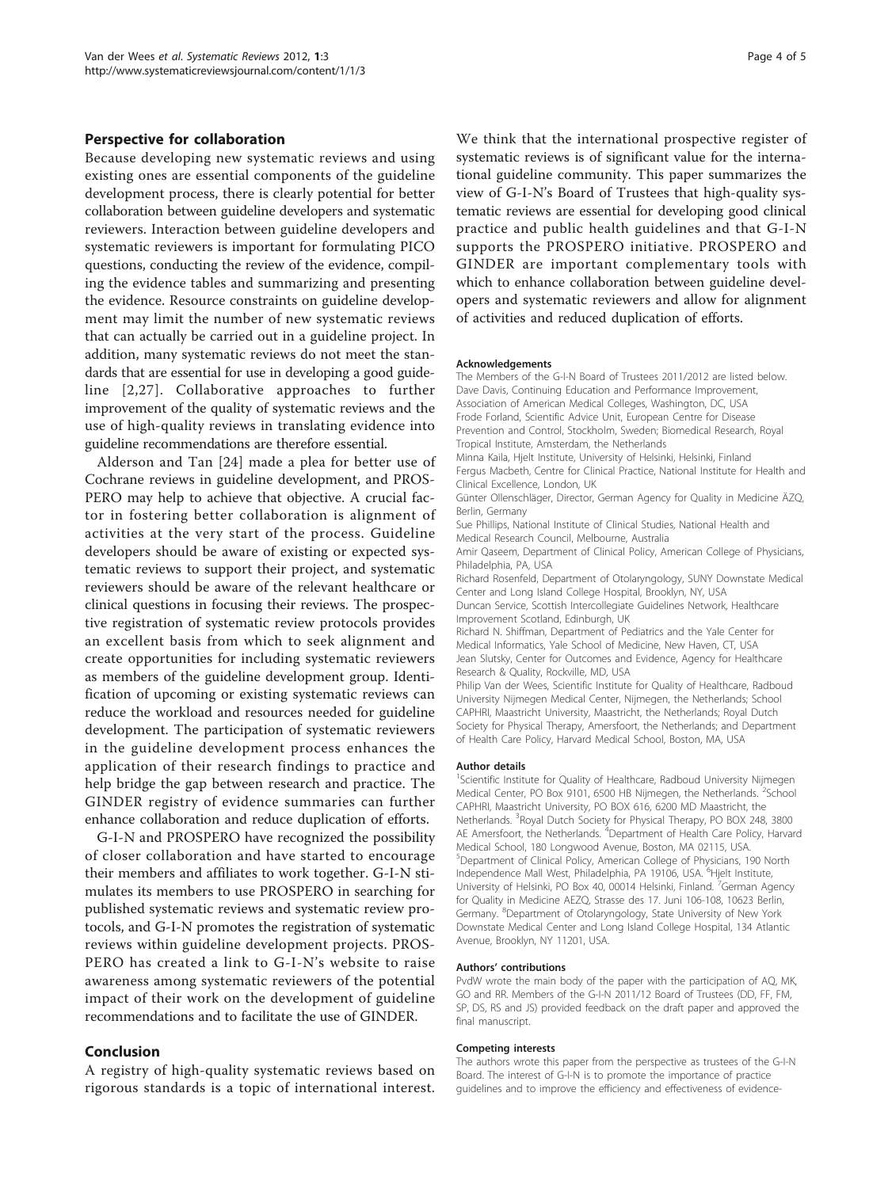## Perspective for collaboration

Because developing new systematic reviews and using existing ones are essential components of the guideline development process, there is clearly potential for better collaboration between guideline developers and systematic reviewers. Interaction between guideline developers and systematic reviewers is important for formulating PICO questions, conducting the review of the evidence, compiling the evidence tables and summarizing and presenting the evidence. Resource constraints on guideline development may limit the number of new systematic reviews that can actually be carried out in a guideline project. In addition, many systematic reviews do not meet the standards that are essential for use in developing a good guideline [2,27]. Collaborative approaches to further improvement of the quality of systematic reviews and the use of high-quality reviews in translating evidence into guideline recommendations are therefore essential.

Alderson and Tan [24] made a plea for better use of Cochrane reviews in guideline development, and PROSPERO may help to achieve that objective. A crucial factor in fostering better collaboration is alignment of activities at the very start of the process. Guideline developers should be aware of existing or expected systematic reviews to support their project, and systematic reviewers should be aware of the relevant healthcare or clinical questions in focusing their reviews. The prospective registration of systematic review protocols provides an excellent basis from which to seek alignment and create opportunities for including systematic reviewers as members of the guideline development group. Identification of upcoming or existing systematic reviews can reduce the workload and resources needed for guideline development. The participation of systematic reviewers in the guideline development process enhances the application of their research findings to practice and help bridge the gap between research and practice. The GINDER registry of evidence summaries can further enhance collaboration and reduce duplication of efforts.

G-I-N and PROSPERO have recognized the possibility of closer collaboration and have started to encourage their members and affiliates to work together. G-I-N stimulates its members to use PROSPERO in searching for published systematic reviews and systematic review protocols, and G-I-N promotes the registration of systematic reviews within guideline development projects. PROSPERO has created a link to G-I-N's website to raise awareness among systematic reviewers of the potential impact of their work on the development of guideline recommendations and to facilitate the use of GINDER.

## Conclusion

A registry of high-quality systematic reviews based on rigorous standards is a topic of international interest. We think that the international prospective register of systematic reviews is of significant value for the international guideline community. This paper summarizes the view of G-I-N's Board of Trustees that high-quality systematic reviews are essential for developing good clinical practice and public health guidelines and that G-I-N supports the PROSPERO initiative. PROSPERO and GINDER are important complementary tools with which to enhance collaboration between guideline developers and systematic reviewers and allow for alignment of activities and reduced duplication of efforts.

#### Acknowledgements

The Members of the G-I-N Board of Trustees 2011/2012 are listed below.
Dave Davis, Continuing Education and Performance Improvement, Association of American Medical Colleges, Washington, DC, USA
Frode Forland, Scientific Advice Unit, European Centre for Disease Prevention and Control, Stockholm, Sweden; Biomedical Research, Royal Tropical Institute, Amsterdam, the Netherlands
Minna Kaila, Hjelt Institute, University of Helsinki, Helsinki, Finland
Fergus Macbeth, Centre for Clinical Practice, National Institute for Health and Clinical Excellence, London, UK
Günter Ollenschläger, Director, German Agency for Quality in Medicine ÄZQ, Berlin, Germany
Sue Phillips, National Institute of Clinical Studies, National Health and Medical Research Council, Melbourne, Australia
Amir Qaseem, Department of Clinical Policy, American College of Physicians, Philadelphia, PA, USA
Richard Rosenfeld, Department of Otolaryngology, SUNY Downstate Medical Center and Long Island College Hospital, Brooklyn, NY, USA
Duncan Service, Scottish Intercollegiate Guidelines Network, Healthcare Improvement Scotland, Edinburgh, UK
Richard N. Shiffman, Department of Pediatrics and the Yale Center for Medical Informatics, Yale School of Medicine, New Haven, CT, USA
Jean Slutsky, Center for Outcomes and Evidence, Agency for Healthcare Research & Quality, Rockville, MD, USA
Philip Van der Wees, Scientific Institute for Quality of Healthcare, Radboud University Nijmegen Medical Center, Nijmegen, the Netherlands; School CAPHRI, Maastricht University, Maastricht, the Netherlands; Royal Dutch Society for Physical Therapy, Amersfoort, the Netherlands; and Department of Health Care Policy, Harvard Medical School, Boston, MA, USA

#### Author details

[1]Scientific Institute for Quality of Healthcare, Radboud University Nijmegen Medical Center, PO Box 9101, 6500 HB Nijmegen, the Netherlands. [2]School CAPHRI, Maastricht University, PO BOX 616, 6200 MD Maastricht, the Netherlands. [3]Royal Dutch Society for Physical Therapy, PO BOX 248, 3800 AE Amersfoort, the Netherlands. [4]Department of Health Care Policy, Harvard Medical School, 180 Longwood Avenue, Boston, MA 02115, USA. [5]Department of Clinical Policy, American College of Physicians, 190 North Independence Mall West, Philadelphia, PA 19106, USA. [6]Hjelt Institute, University of Helsinki, PO Box 40, 00014 Helsinki, Finland. [7]German Agency for Quality in Medicine AEZQ, Strasse des 17. Juni 106-108, 10623 Berlin, Germany. [8]Department of Otolaryngology, State University of New York Downstate Medical Center and Long Island College Hospital, 134 Atlantic Avenue, Brooklyn, NY 11201, USA.

#### Authors' contributions

PvdW wrote the main body of the paper with the participation of AQ, MK, GO and RR. Members of the G-I-N 2011/12 Board of Trustees (DD, FF, FM, SP, DS, RS and JS) provided feedback on the draft paper and approved the final manuscript.

#### Competing interests

The authors wrote this paper from the perspective as trustees of the G-I-N Board. The interest of G-I-N is to promote the importance of practice guidelines and to improve the efficiency and effectiveness of evidence-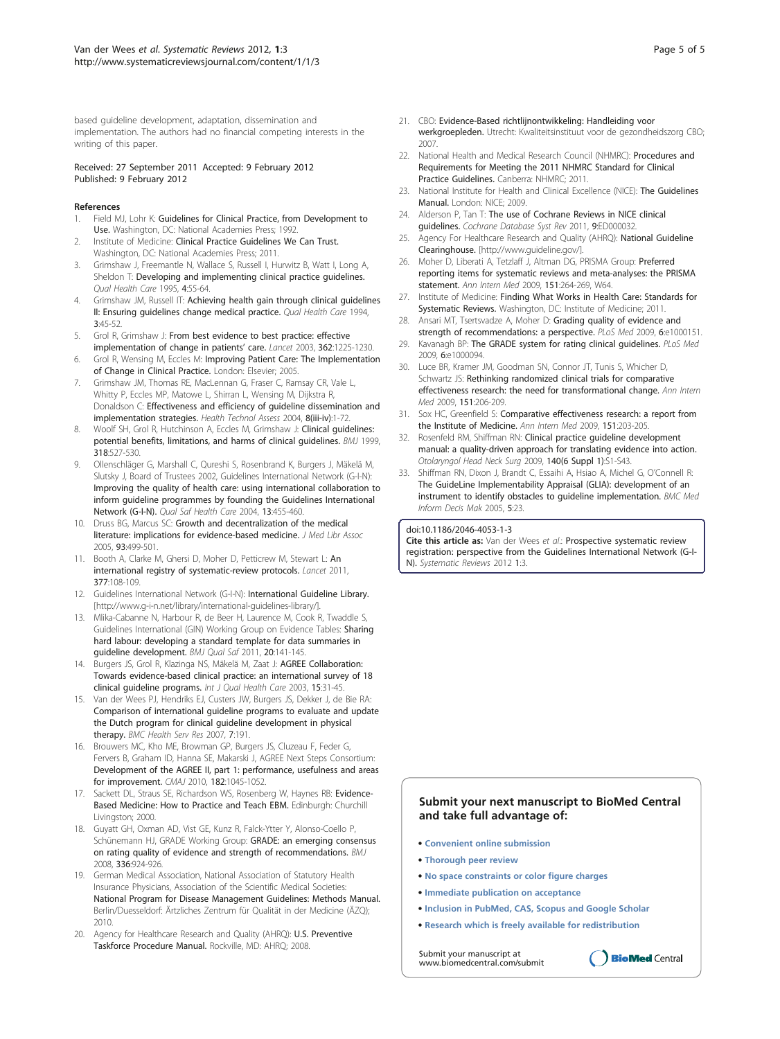based guideline development, adaptation, dissemination and implementation. The authors had no financial competing interests in the writing of this paper.

Received: 27 September 2011 Accepted: 9 February 2012
Published: 9 February 2012

## References

1. Field MJ, Lohr K: **Guidelines for Clinical Practice, from Development to Use.** Washington, DC: National Academies Press; 1992.
2. Institute of Medicine: **Clinical Practice Guidelines We Can Trust.** Washington, DC: National Academies Press; 2011.
3. Grimshaw J, Freemantle N, Wallace S, Russell I, Hurwitz B, Watt I, Long A, Sheldon T: **Developing and implementing clinical practice guidelines.** *Qual Health Care* 1995, **4**:55-64.
4. Grimshaw JM, Russell IT: **Achieving health gain through clinical guidelines II: Ensuring guidelines change medical practice.** *Qual Health Care* 1994, **3**:45-52.
5. Grol R, Grimshaw J: **From best evidence to best practice: effective implementation of change in patients' care.** *Lancet* 2003, **362**:1225-1230.
6. Grol R, Wensing M, Eccles M: **Improving Patient Care: The Implementation of Change in Clinical Practice.** London: Elsevier; 2005.
7. Grimshaw JM, Thomas RE, MacLennan G, Fraser C, Ramsay CR, Vale L, Whitty P, Eccles MP, Matowe L, Shirran L, Wensing M, Dijkstra R, Donaldson C: **Effectiveness and efficiency of guideline dissemination and implementation strategies.** *Health Technol Assess* 2004, **8(iii-iv)**:1-72.
8. Woolf SH, Grol R, Hutchinson A, Eccles M, Grimshaw J: **Clinical guidelines: potential benefits, limitations, and harms of clinical guidelines.** *BMJ* 1999, **318**:527-530.
9. Ollenschläger G, Marshall C, Qureshi S, Rosenbrand K, Burgers J, Mäkelä M, Slutsky J, Board of Trustees 2002, Guidelines International Network (G-I-N): **Improving the quality of health care: using international collaboration to inform guideline programmes by founding the Guidelines International Network (G-I-N).** *Qual Saf Health Care* 2004, **13**:455-460.
10. Druss BG, Marcus SC: **Growth and decentralization of the medical literature: implications for evidence-based medicine.** *J Med Libr Assoc* 2005, **93**:499-501.
11. Booth A, Clarke M, Ghersi D, Moher D, Petticrew M, Stewart L: **An international registry of systematic-review protocols.** *Lancet* 2011, **377**:108-109.
12. Guidelines International Network (G-I-N): **International Guideline Library.** [http://www.g-i-n.net/library/international-guidelines-library/].
13. Mlika-Cabanne N, Harbour R, de Beer H, Laurence M, Cook R, Twaddle S, Guidelines International (GIN) Working Group on Evidence Tables: **Sharing hard labour: developing a standard template for data summaries in guideline development.** *BMJ Qual Saf* 2011, **20**:141-145.
14. Burgers JS, Grol R, Klazinga NS, Mäkelä M, Zaat J: **AGREE Collaboration: Towards evidence-based clinical practice: an international survey of 18 clinical guideline programs.** *Int J Qual Health Care* 2003, **15**:31-45.
15. Van der Wees PJ, Hendriks EJ, Custers JW, Burgers JS, Dekker J, de Bie RA: **Comparison of international guideline programs to evaluate and update the Dutch program for clinical guideline development in physical therapy.** *BMC Health Serv Res* 2007, **7**:191.
16. Brouwers MC, Kho ME, Browman GP, Burgers JS, Cluzeau F, Feder G, Fervers B, Graham ID, Hanna SE, Makarski J, AGREE Next Steps Consortium: **Development of the AGREE II, part 1: performance, usefulness and areas for improvement.** *CMAJ* 2010, **182**:1045-1052.
17. Sackett DL, Straus SE, Richardson WS, Rosenberg W, Haynes RB: **Evidence-Based Medicine: How to Practice and Teach EBM.** Edinburgh: Churchill Livingston; 2000.
18. Guyatt GH, Oxman AD, Vist GE, Kunz R, Falck-Ytter Y, Alonso-Coello P, Schünemann HJ, GRADE Working Group: **GRADE: an emerging consensus on rating quality of evidence and strength of recommendations.** *BMJ* 2008, **336**:924-926.
19. German Medical Association, National Association of Statutory Health Insurance Physicians, Association of the Scientific Medical Societies: **National Program for Disease Management Guidelines: Methods Manual.** Berlin/Duesseldorf: Ärztliches Zentrum für Qualität in der Medicine (ÄZQ); 2010.
20. Agency for Healthcare Research and Quality (AHRQ): **U.S. Preventive Taskforce Procedure Manual.** Rockville, MD: AHRQ; 2008.
21. CBO: **Evidence-Based richtlijnontwikkeling: Handleiding voor werkgroepleden.** Utrecht: Kwaliteitsinstituut voor de gezondheidszorg CBO; 2007.
22. National Health and Medical Research Council (NHMRC): **Procedures and Requirements for Meeting the 2011 NHMRC Standard for Clinical Practice Guidelines.** Canberra: NHMRC; 2011.
23. National Institute for Health and Clinical Excellence (NICE): **The Guidelines Manual.** London: NICE; 2009.
24. Alderson P, Tan T: **The use of Cochrane Reviews in NICE clinical guidelines.** *Cochrane Database Syst Rev* 2011, **9**:ED000032.
25. Agency For Healthcare Research and Quality (AHRQ): **National Guideline Clearinghouse.** [http://www.guideline.gov/].
26. Moher D, Liberati A, Tetzlaff J, Altman DG, PRISMA Group: **Preferred reporting items for systematic reviews and meta-analyses: the PRISMA statement.** *Ann Intern Med* 2009, **151**:264-269, W64.
27. Institute of Medicine: **Finding What Works in Health Care: Standards for Systematic Reviews.** Washington, DC: Institute of Medicine; 2011.
28. Ansari MT, Tsertsvadze A, Moher D: **Grading quality of evidence and strength of recommendations: a perspective.** *PLoS Med* 2009, **6**:e1000151.
29. Kavanagh BP: **The GRADE system for rating clinical guidelines.** *PLoS Med* 2009, **6**:e1000094.
30. Luce BR, Kramer JM, Goodman SN, Connor JT, Tunis S, Whicher D, Schwartz JS: **Rethinking randomized clinical trials for comparative effectiveness research: the need for transformational change.** *Ann Intern Med* 2009, **151**:206-209.
31. Sox HC, Greenfield S: **Comparative effectiveness research: a report from the Institute of Medicine.** *Ann Intern Med* 2009, **151**:203-205.
32. Rosenfeld RM, Shiffman RN: **Clinical practice guideline development manual: a quality-driven approach for translating evidence into action.** *Otolaryngol Head Neck Surg* 2009, **140(6 Suppl 1)**:S1-S43.
33. Shiffman RN, Dixon J, Brandt C, Essaihi A, Hsiao A, Michel G, O'Connell R: **The GuideLine Implementability Appraisal (GLIA): development of an instrument to identify obstacles to guideline implementation.** *BMC Med Inform Decis Mak* 2005, **5**:23.

doi:10.1186/2046-4053-1-3

**Cite this article as:** Van der Wees *et al.*: Prospective systematic review registration: perspective from the Guidelines International Network (G-I-N). *Systematic Reviews* 2012 **1**:3.

**Submit your next manuscript to BioMed Central and take full advantage of:**

- Convenient online submission
- Thorough peer review
- No space constraints or color figure charges
- Immediate publication on acceptance
- Inclusion in PubMed, CAS, Scopus and Google Scholar
- Research which is freely available for redistribution

Submit your manuscript at www.biomedcentral.com/submit

BioMed Central